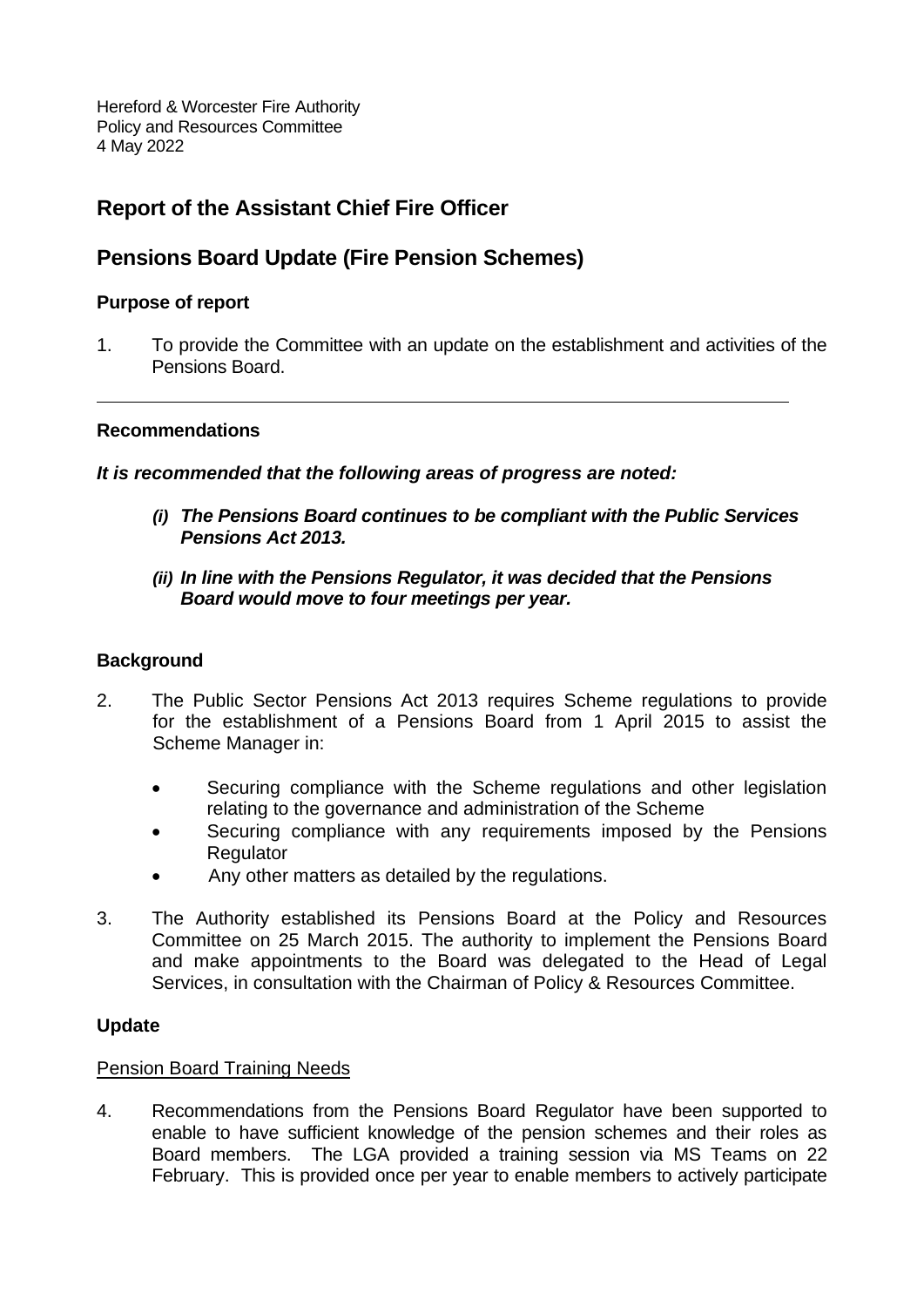Hereford & Worcester Fire Authority
Policy and Resources Committee
4 May 2022

# Report of the Assistant Chief Fire Officer

# Pensions Board Update (Fire Pension Schemes)

### Purpose of report

1. To provide the Committee with an update on the establishment and activities of the Pensions Board.

---

### Recommendations

***It is recommended that the following areas of progress are noted:***

- ***(i) The Pensions Board continues to be compliant with the Public Services Pensions Act 2013.***
- ***(ii) In line with the Pensions Regulator, it was decided that the Pensions Board would move to four meetings per year.***

### Background

2. The Public Sector Pensions Act 2013 requires Scheme regulations to provide for the establishment of a Pensions Board from 1 April 2015 to assist the Scheme Manager in:

   - Securing compliance with the Scheme regulations and other legislation relating to the governance and administration of the Scheme
   - Securing compliance with any requirements imposed by the Pensions Regulator
   - Any other matters as detailed by the regulations.

3. The Authority established its Pensions Board at the Policy and Resources Committee on 25 March 2015. The authority to implement the Pensions Board and make appointments to the Board was delegated to the Head of Legal Services, in consultation with the Chairman of Policy & Resources Committee.

### Update

Pension Board Training Needs

4. Recommendations from the Pensions Board Regulator have been supported to enable to have sufficient knowledge of the pension schemes and their roles as Board members. The LGA provided a training session via MS Teams on 22 February. This is provided once per year to enable members to actively participate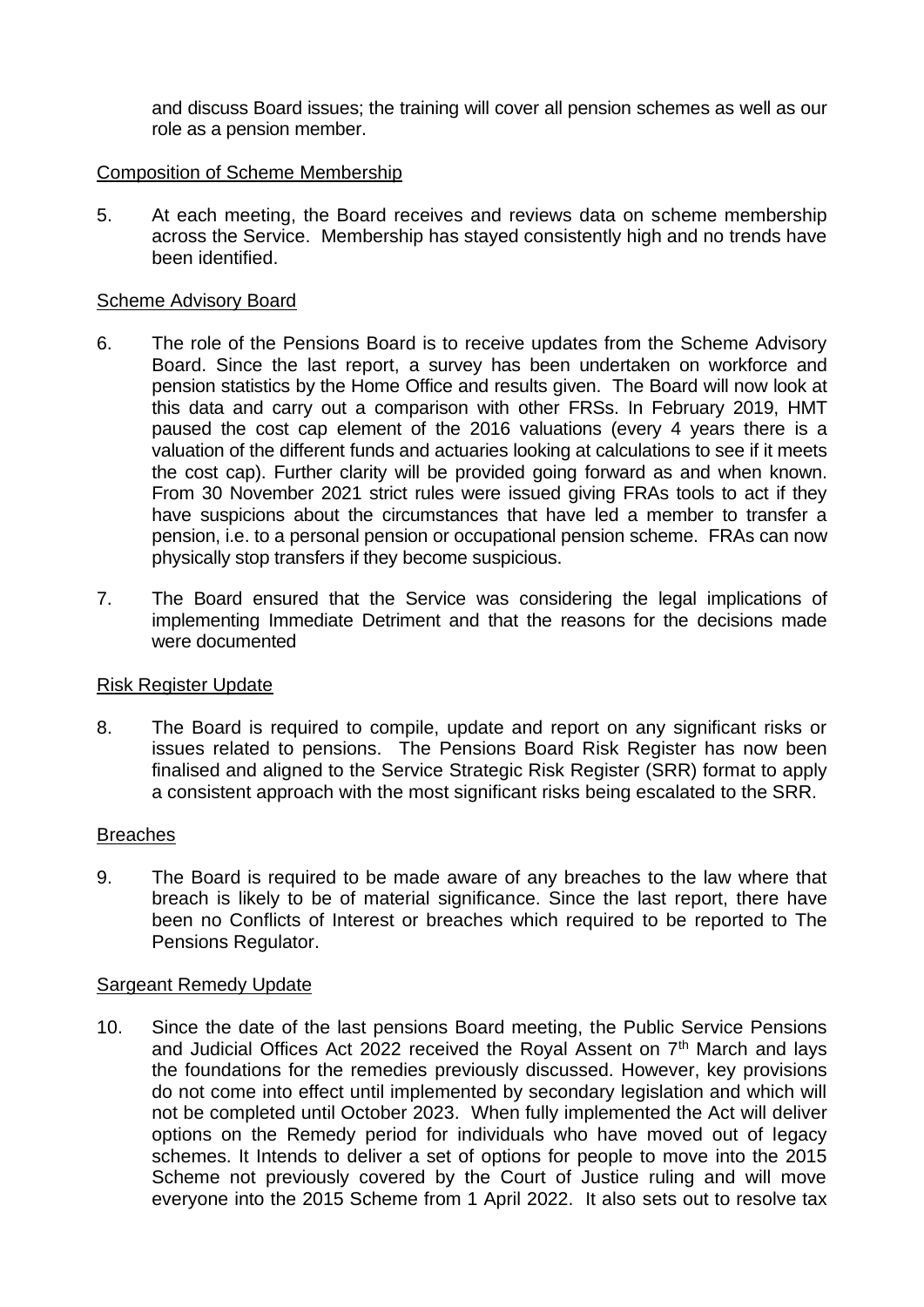and discuss Board issues; the training will cover all pension schemes as well as our role as a pension member.

Composition of Scheme Membership

5. At each meeting, the Board receives and reviews data on scheme membership across the Service. Membership has stayed consistently high and no trends have been identified.

Scheme Advisory Board

6. The role of the Pensions Board is to receive updates from the Scheme Advisory Board. Since the last report, a survey has been undertaken on workforce and pension statistics by the Home Office and results given. The Board will now look at this data and carry out a comparison with other FRSs. In February 2019, HMT paused the cost cap element of the 2016 valuations (every 4 years there is a valuation of the different funds and actuaries looking at calculations to see if it meets the cost cap). Further clarity will be provided going forward as and when known. From 30 November 2021 strict rules were issued giving FRAs tools to act if they have suspicions about the circumstances that have led a member to transfer a pension, i.e. to a personal pension or occupational pension scheme. FRAs can now physically stop transfers if they become suspicious.

7. The Board ensured that the Service was considering the legal implications of implementing Immediate Detriment and that the reasons for the decisions made were documented

Risk Register Update

8. The Board is required to compile, update and report on any significant risks or issues related to pensions. The Pensions Board Risk Register has now been finalised and aligned to the Service Strategic Risk Register (SRR) format to apply a consistent approach with the most significant risks being escalated to the SRR.

Breaches

9. The Board is required to be made aware of any breaches to the law where that breach is likely to be of material significance. Since the last report, there have been no Conflicts of Interest or breaches which required to be reported to The Pensions Regulator.

Sargeant Remedy Update

10. Since the date of the last pensions Board meeting, the Public Service Pensions and Judicial Offices Act 2022 received the Royal Assent on 7th March and lays the foundations for the remedies previously discussed. However, key provisions do not come into effect until implemented by secondary legislation and which will not be completed until October 2023. When fully implemented the Act will deliver options on the Remedy period for individuals who have moved out of legacy schemes. It Intends to deliver a set of options for people to move into the 2015 Scheme not previously covered by the Court of Justice ruling and will move everyone into the 2015 Scheme from 1 April 2022. It also sets out to resolve tax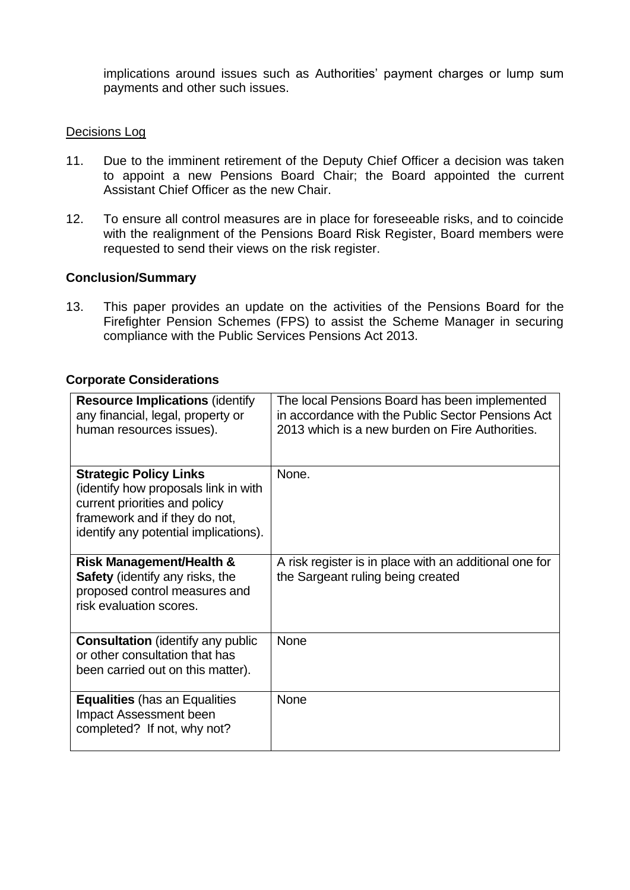implications around issues such as Authorities' payment charges or lump sum payments and other such issues.

Decisions Log

11. Due to the imminent retirement of the Deputy Chief Officer a decision was taken to appoint a new Pensions Board Chair; the Board appointed the current Assistant Chief Officer as the new Chair.

12. To ensure all control measures are in place for foreseeable risks, and to coincide with the realignment of the Pensions Board Risk Register, Board members were requested to send their views on the risk register.

**Conclusion/Summary**

13. This paper provides an update on the activities of the Pensions Board for the Firefighter Pension Schemes (FPS) to assist the Scheme Manager in securing compliance with the Public Services Pensions Act 2013.

**Corporate Considerations**

| | |
|---|---|
| **Resource Implications** (identify any financial, legal, property or human resources issues). | The local Pensions Board has been implemented in accordance with the Public Sector Pensions Act 2013 which is a new burden on Fire Authorities. |
| **Strategic Policy Links** (identify how proposals link in with current priorities and policy framework and if they do not, identify any potential implications). | None. |
| **Risk Management/Health & Safety** (identify any risks, the proposed control measures and risk evaluation scores. | A risk register is in place with an additional one for the Sargeant ruling being created |
| **Consultation** (identify any public or other consultation that has been carried out on this matter). | None |
| **Equalities** (has an Equalities Impact Assessment been completed? If not, why not? | None |